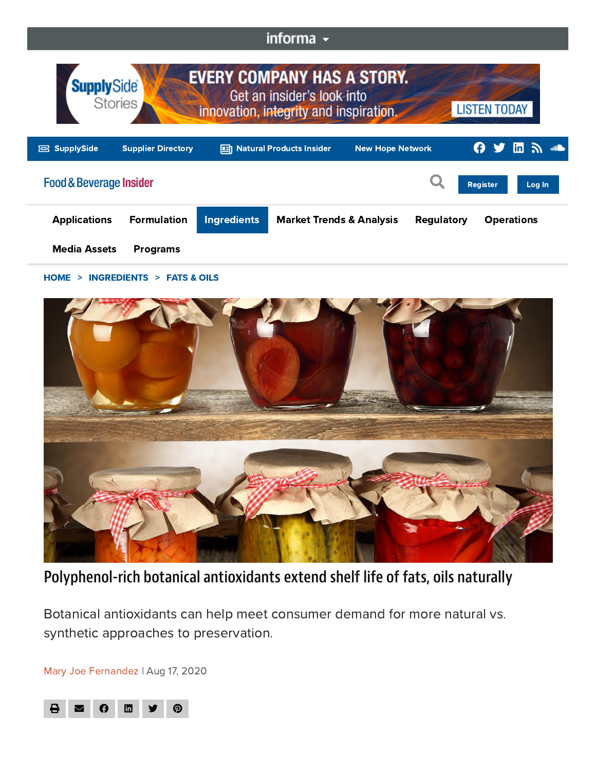HOME > INGREDIENTS > FATS & OILS

# Polyphenol-rich botanical antioxidants extend shelf life of fats, oils naturally

Botanical antioxidants can help meet consumer demand for more natural vs. synthetic approaches to preservation.

Mary Joe Fernandez | Aug 17, 2020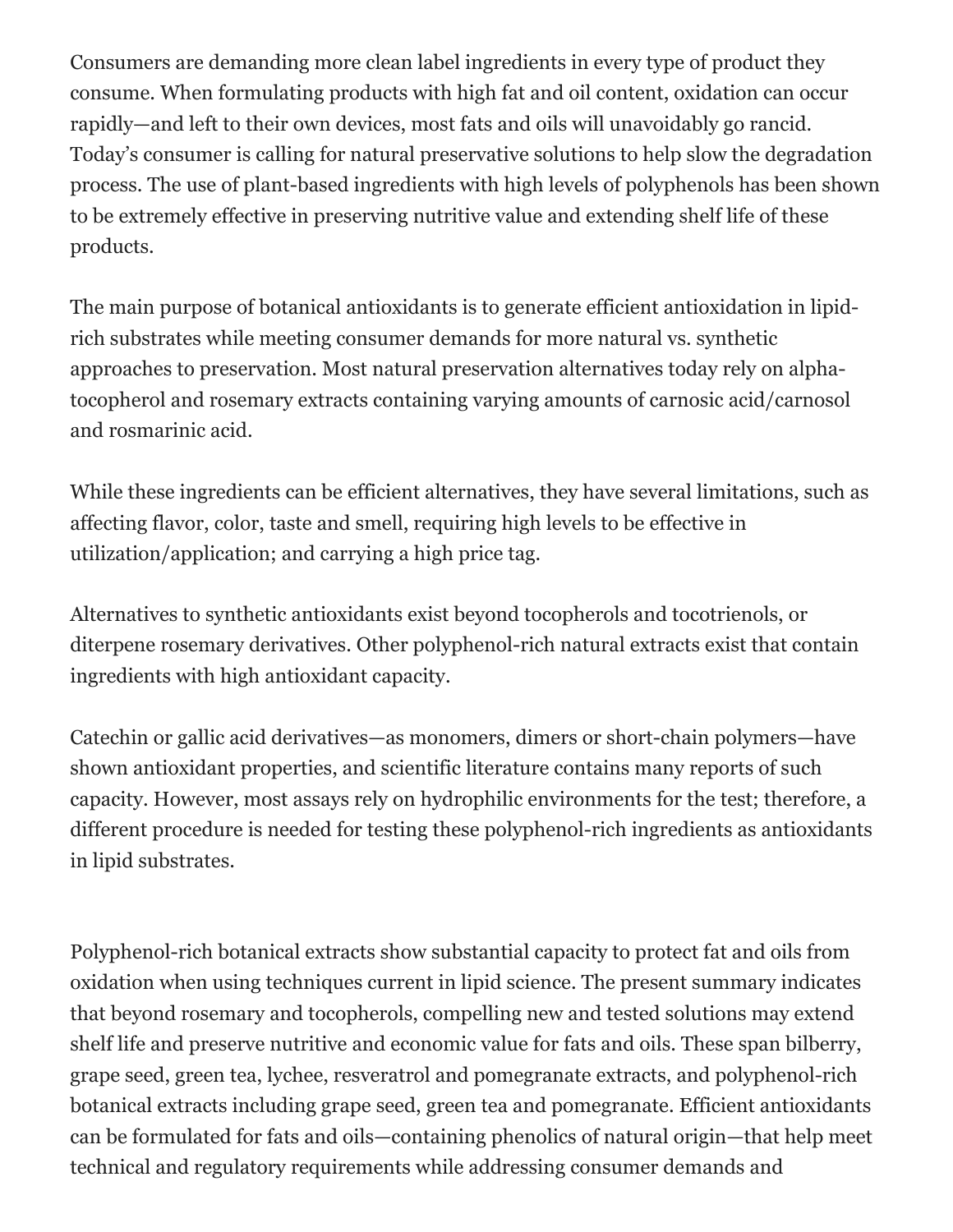Consumers are demanding more clean label ingredients in every type of product they consume. When formulating products with high fat and oil content, oxidation can occur rapidly—and left to their own devices, most fats and oils will unavoidably go rancid. Today's consumer is calling for natural preservative solutions to help slow the degradation process. The use of plant-based ingredients with high levels of polyphenols has been shown to be extremely effective in preserving nutritive value and extending shelf life of these products.

The main purpose of botanical antioxidants is to generate efficient antioxidation in lipid-rich substrates while meeting consumer demands for more natural vs. synthetic approaches to preservation. Most natural preservation alternatives today rely on alpha-tocopherol and rosemary extracts containing varying amounts of carnosic acid/carnosol and rosmarinic acid.

While these ingredients can be efficient alternatives, they have several limitations, such as affecting flavor, color, taste and smell, requiring high levels to be effective in utilization/application; and carrying a high price tag.

Alternatives to synthetic antioxidants exist beyond tocopherols and tocotrienols, or diterpene rosemary derivatives. Other polyphenol-rich natural extracts exist that contain ingredients with high antioxidant capacity.

Catechin or gallic acid derivatives—as monomers, dimers or short-chain polymers—have shown antioxidant properties, and scientific literature contains many reports of such capacity. However, most assays rely on hydrophilic environments for the test; therefore, a different procedure is needed for testing these polyphenol-rich ingredients as antioxidants in lipid substrates.

Polyphenol-rich botanical extracts show substantial capacity to protect fat and oils from oxidation when using techniques current in lipid science. The present summary indicates that beyond rosemary and tocopherols, compelling new and tested solutions may extend shelf life and preserve nutritive and economic value for fats and oils. These span bilberry, grape seed, green tea, lychee, resveratrol and pomegranate extracts, and polyphenol-rich botanical extracts including grape seed, green tea and pomegranate. Efficient antioxidants can be formulated for fats and oils—containing phenolics of natural origin—that help meet technical and regulatory requirements while addressing consumer demands and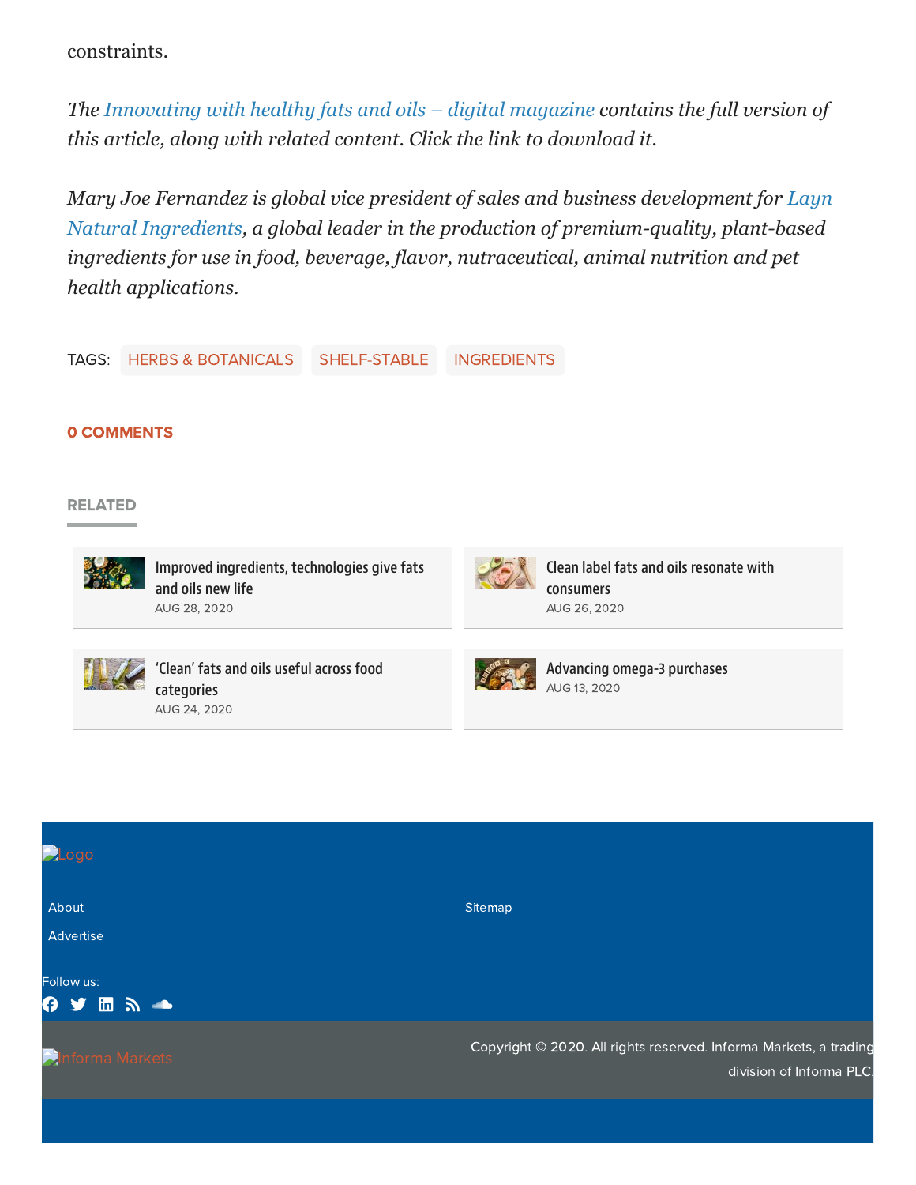constraints.

*The Innovating with healthy fats and oils – digital magazine contains the full version of this article, along with related content. Click the link to download it.*

*Mary Joe Fernandez is global vice president of sales and business development for Layn Natural Ingredients, a global leader in the production of premium-quality, plant-based ingredients for use in food, beverage, flavor, nutraceutical, animal nutrition and pet health applications.*

TAGS: HERBS & BOTANICALS SHELF-STABLE INGREDIENTS

**0 COMMENTS**

**RELATED**

Improved ingredients, technologies give fats and oils new life
AUG 28, 2020

Clean label fats and oils resonate with consumers
AUG 26, 2020

'Clean' fats and oils useful across food categories
AUG 24, 2020

Advancing omega-3 purchases
AUG 13, 2020

Logo

About

Advertise

Sitemap

Follow us:

Informa Markets

Copyright © 2020. All rights reserved. Informa Markets, a trading division of Informa PLC.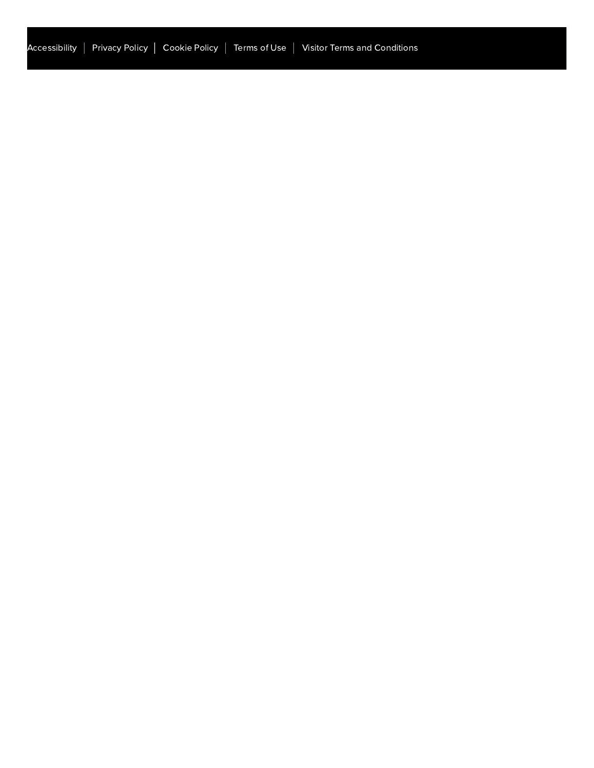Accessibility | Privacy Policy | Cookie Policy | Terms of Use | Visitor Terms and Conditions